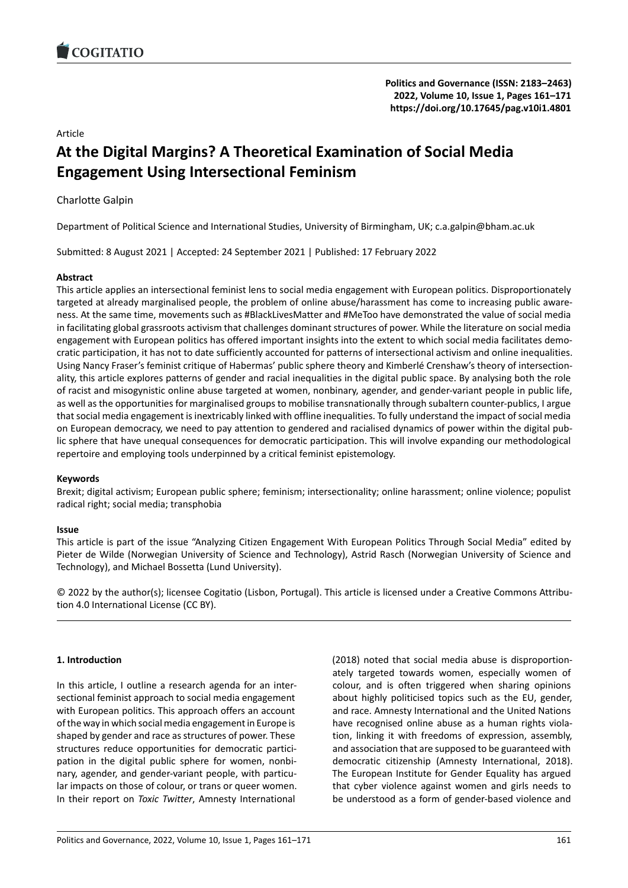Article

# At the Digital Margins? A Theoretical Examination of Social Media Engagement Using Intersectional Feminism

Charlotte Galpin

Department of Political Science and International Studies, University of Birmingham, UK; c.a.galpin@bham.ac.uk

Submitted: 8 August 2021 | Accepted: 24 September 2021 | Published: 17 February 2022

### Abstract

This article applies an intersectional feminist lens to social media engagement with European politics. Disproportionately targeted at already marginalised people, the problem of online abuse/harassment has come to increasing public awareness. At the same time, movements such as #BlackLivesMatter and #MeToo have demonstrated the value of social media in facilitating global grassroots activism that challenges dominant structures of power. While the literature on social media engagement with European politics has offered important insights into the extent to which social media facilitates democratic participation, it has not to date sufficiently accounted for patterns of intersectional activism and online inequalities. Using Nancy Fraser's feminist critique of Habermas' public sphere theory and Kimberlé Crenshaw's theory of intersectionality, this article explores patterns of gender and racial inequalities in the digital public space. By analysing both the role of racist and misogynistic online abuse targeted at women, nonbinary, agender, and gender-variant people in public life, as well as the opportunities for marginalised groups to mobilise transnationally through subaltern counter-publics, I argue that social media engagement is inextricably linked with offline inequalities. To fully understand the impact of social media on European democracy, we need to pay attention to gendered and racialised dynamics of power within the digital public sphere that have unequal consequences for democratic participation. This will involve expanding our methodological repertoire and employing tools underpinned by a critical feminist epistemology.

### Keywords

Brexit; digital activism; European public sphere; feminism; intersectionality; online harassment; online violence; populist radical right; social media; transphobia

### Issue

This article is part of the issue "Analyzing Citizen Engagement With European Politics Through Social Media" edited by Pieter de Wilde (Norwegian University of Science and Technology), Astrid Rasch (Norwegian University of Science and Technology), and Michael Bossetta (Lund University).

© 2022 by the author(s); licensee Cogitatio (Lisbon, Portugal). This article is licensed under a Creative Commons Attribution 4.0 International License (CC BY).

## 1. Introduction

In this article, I outline a research agenda for an intersectional feminist approach to social media engagement with European politics. This approach offers an account of the way in which social media engagement in Europe is shaped by gender and race as structures of power. These structures reduce opportunities for democratic participation in the digital public sphere for women, nonbinary, agender, and gender-variant people, with particular impacts on those of colour, or trans or queer women. In their report on *Toxic Twitter*, Amnesty International (2018) noted that social media abuse is disproportionately targeted towards women, especially women of colour, and is often triggered when sharing opinions about highly politicised topics such as the EU, gender, and race. Amnesty International and the United Nations have recognised online abuse as a human rights violation, linking it with freedoms of expression, assembly, and association that are supposed to be guaranteed with democratic citizenship (Amnesty International, 2018). The European Institute for Gender Equality has argued that cyber violence against women and girls needs to be understood as a form of gender-based violence and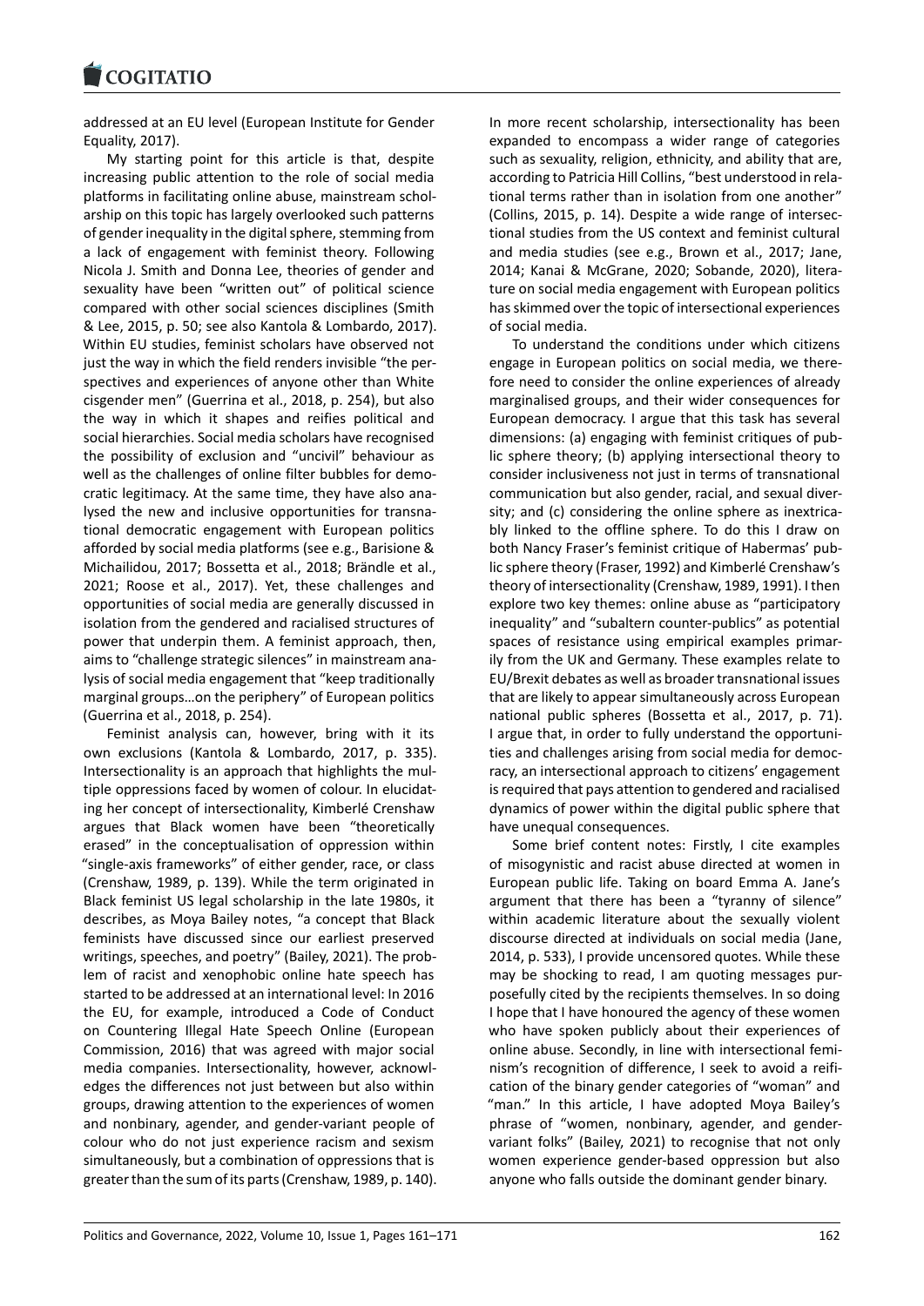addressed at an EU level (European Institute for Gender Equality, 2017).

My starting point for this article is that, despite increasing public attention to the role of social media platforms in facilitating online abuse, mainstream scholarship on this topic has largely overlooked such patterns of gender inequality in the digital sphere, stemming from a lack of engagement with feminist theory. Following Nicola J. Smith and Donna Lee, theories of gender and sexuality have been "written out" of political science compared with other social sciences disciplines (Smith & Lee, 2015, p. 50; see also Kantola & Lombardo, 2017). Within EU studies, feminist scholars have observed not just the way in which the field renders invisible "the perspectives and experiences of anyone other than White cisgender men" (Guerrina et al., 2018, p. 254), but also the way in which it shapes and reifies political and social hierarchies. Social media scholars have recognised the possibility of exclusion and "uncivil" behaviour as well as the challenges of online filter bubbles for democratic legitimacy. At the same time, they have also analysed the new and inclusive opportunities for transnational democratic engagement with European politics afforded by social media platforms (see e.g., Barisione & Michailidou, 2017; Bossetta et al., 2018; Brändle et al., 2021; Roose et al., 2017). Yet, these challenges and opportunities of social media are generally discussed in isolation from the gendered and racialised structures of power that underpin them. A feminist approach, then, aims to "challenge strategic silences" in mainstream analysis of social media engagement that "keep traditionally marginal groups…on the periphery" of European politics (Guerrina et al., 2018, p. 254).

Feminist analysis can, however, bring with it its own exclusions (Kantola & Lombardo, 2017, p. 335). Intersectionality is an approach that highlights the multiple oppressions faced by women of colour. In elucidating her concept of intersectionality, Kimberlé Crenshaw argues that Black women have been "theoretically erased" in the conceptualisation of oppression within "single-axis frameworks" of either gender, race, or class (Crenshaw, 1989, p. 139). While the term originated in Black feminist US legal scholarship in the late 1980s, it describes, as Moya Bailey notes, "a concept that Black feminists have discussed since our earliest preserved writings, speeches, and poetry" (Bailey, 2021). The problem of racist and xenophobic online hate speech has started to be addressed at an international level: In 2016 the EU, for example, introduced a Code of Conduct on Countering Illegal Hate Speech Online (European Commission, 2016) that was agreed with major social media companies. Intersectionality, however, acknowledges the differences not just between but also within groups, drawing attention to the experiences of women and nonbinary, agender, and gender-variant people of colour who do not just experience racism and sexism simultaneously, but a combination of oppressions that is greater than the sum of its parts (Crenshaw, 1989, p. 140).

In more recent scholarship, intersectionality has been expanded to encompass a wider range of categories such as sexuality, religion, ethnicity, and ability that are, according to Patricia Hill Collins, "best understood in relational terms rather than in isolation from one another" (Collins, 2015, p. 14). Despite a wide range of intersectional studies from the US context and feminist cultural and media studies (see e.g., Brown et al., 2017; Jane, 2014; Kanai & McGrane, 2020; Sobande, 2020), literature on social media engagement with European politics has skimmed over the topic of intersectional experiences of social media.

To understand the conditions under which citizens engage in European politics on social media, we therefore need to consider the online experiences of already marginalised groups, and their wider consequences for European democracy. I argue that this task has several dimensions: (a) engaging with feminist critiques of public sphere theory; (b) applying intersectional theory to consider inclusiveness not just in terms of transnational communication but also gender, racial, and sexual diversity; and (c) considering the online sphere as inextricably linked to the offline sphere. To do this I draw on both Nancy Fraser's feminist critique of Habermas' public sphere theory (Fraser, 1992) and Kimberlé Crenshaw's theory of intersectionality (Crenshaw, 1989, 1991). I then explore two key themes: online abuse as "participatory inequality" and "subaltern counter-publics" as potential spaces of resistance using empirical examples primarily from the UK and Germany. These examples relate to EU/Brexit debates as well as broader transnational issues that are likely to appear simultaneously across European national public spheres (Bossetta et al., 2017, p. 71). I argue that, in order to fully understand the opportunities and challenges arising from social media for democracy, an intersectional approach to citizens' engagement is required that pays attention to gendered and racialised dynamics of power within the digital public sphere that have unequal consequences.

Some brief content notes: Firstly, I cite examples of misogynistic and racist abuse directed at women in European public life. Taking on board Emma A. Jane's argument that there has been a "tyranny of silence" within academic literature about the sexually violent discourse directed at individuals on social media (Jane, 2014, p. 533), I provide uncensored quotes. While these may be shocking to read, I am quoting messages purposefully cited by the recipients themselves. In so doing I hope that I have honoured the agency of these women who have spoken publicly about their experiences of online abuse. Secondly, in line with intersectional feminism's recognition of difference, I seek to avoid a reification of the binary gender categories of "woman" and "man." In this article, I have adopted Moya Bailey's phrase of "women, nonbinary, agender, and gender-variant folks" (Bailey, 2021) to recognise that not only women experience gender-based oppression but also anyone who falls outside the dominant gender binary.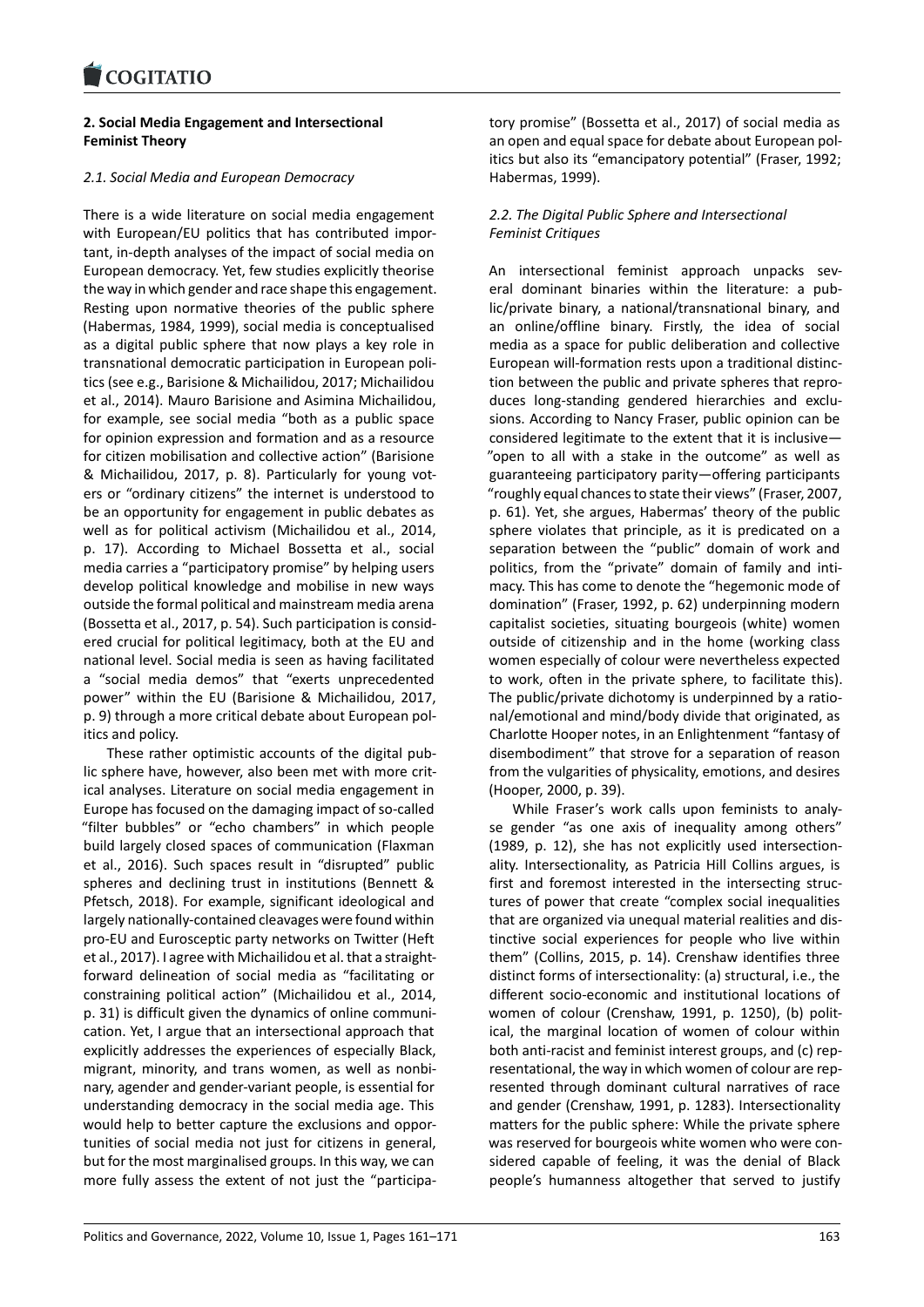## 2. Social Media Engagement and Intersectional Feminist Theory

### *2.1. Social Media and European Democracy*

There is a wide literature on social media engagement with European/EU politics that has contributed important, in-depth analyses of the impact of social media on European democracy. Yet, few studies explicitly theorise the way in which gender and race shape this engagement. Resting upon normative theories of the public sphere (Habermas, 1984, 1999), social media is conceptualised as a digital public sphere that now plays a key role in transnational democratic participation in European politics (see e.g., Barisione & Michailidou, 2017; Michailidou et al., 2014). Mauro Barisione and Asimina Michailidou, for example, see social media "both as a public space for opinion expression and formation and as a resource for citizen mobilisation and collective action" (Barisione & Michailidou, 2017, p. 8). Particularly for young voters or "ordinary citizens" the internet is understood to be an opportunity for engagement in public debates as well as for political activism (Michailidou et al., 2014, p. 17). According to Michael Bossetta et al., social media carries a "participatory promise" by helping users develop political knowledge and mobilise in new ways outside the formal political and mainstream media arena (Bossetta et al., 2017, p. 54). Such participation is considered crucial for political legitimacy, both at the EU and national level. Social media is seen as having facilitated a "social media demos" that "exerts unprecedented power" within the EU (Barisione & Michailidou, 2017, p. 9) through a more critical debate about European politics and policy.

These rather optimistic accounts of the digital public sphere have, however, also been met with more critical analyses. Literature on social media engagement in Europe has focused on the damaging impact of so-called "filter bubbles" or "echo chambers" in which people build largely closed spaces of communication (Flaxman et al., 2016). Such spaces result in "disrupted" public spheres and declining trust in institutions (Bennett & Pfetsch, 2018). For example, significant ideological and largely nationally-contained cleavages were found within pro-EU and Eurosceptic party networks on Twitter (Heft et al., 2017). I agree with Michailidou et al. that a straightforward delineation of social media as "facilitating or constraining political action" (Michailidou et al., 2014, p. 31) is difficult given the dynamics of online communication. Yet, I argue that an intersectional approach that explicitly addresses the experiences of especially Black, migrant, minority, and trans women, as well as nonbinary, agender and gender-variant people, is essential for understanding democracy in the social media age. This would help to better capture the exclusions and opportunities of social media not just for citizens in general, but for the most marginalised groups. In this way, we can more fully assess the extent of not just the "participatory promise" (Bossetta et al., 2017) of social media as an open and equal space for debate about European politics but also its "emancipatory potential" (Fraser, 1992; Habermas, 1999).

### *2.2. The Digital Public Sphere and Intersectional Feminist Critiques*

An intersectional feminist approach unpacks several dominant binaries within the literature: a public/private binary, a national/transnational binary, and an online/offline binary. Firstly, the idea of social media as a space for public deliberation and collective European will-formation rests upon a traditional distinction between the public and private spheres that reproduces long-standing gendered hierarchies and exclusions. According to Nancy Fraser, public opinion can be considered legitimate to the extent that it is inclusive—"open to all with a stake in the outcome" as well as guaranteeing participatory parity—offering participants "roughly equal chances to state their views" (Fraser, 2007, p. 61). Yet, she argues, Habermas' theory of the public sphere violates that principle, as it is predicated on a separation between the "public" domain of work and politics, from the "private" domain of family and intimacy. This has come to denote the "hegemonic mode of domination" (Fraser, 1992, p. 62) underpinning modern capitalist societies, situating bourgeois (white) women outside of citizenship and in the home (working class women especially of colour were nevertheless expected to work, often in the private sphere, to facilitate this). The public/private dichotomy is underpinned by a rational/emotional and mind/body divide that originated, as Charlotte Hooper notes, in an Enlightenment "fantasy of disembodiment" that strove for a separation of reason from the vulgarities of physicality, emotions, and desires (Hooper, 2000, p. 39).

While Fraser's work calls upon feminists to analyse gender "as one axis of inequality among others" (1989, p. 12), she has not explicitly used intersectionality. Intersectionality, as Patricia Hill Collins argues, is first and foremost interested in the intersecting structures of power that create "complex social inequalities that are organized via unequal material realities and distinctive social experiences for people who live within them" (Collins, 2015, p. 14). Crenshaw identifies three distinct forms of intersectionality: (a) structural, i.e., the different socio-economic and institutional locations of women of colour (Crenshaw, 1991, p. 1250), (b) political, the marginal location of women of colour within both anti-racist and feminist interest groups, and (c) representational, the way in which women of colour are represented through dominant cultural narratives of race and gender (Crenshaw, 1991, p. 1283). Intersectionality matters for the public sphere: While the private sphere was reserved for bourgeois white women who were considered capable of feeling, it was the denial of Black people's humanness altogether that served to justify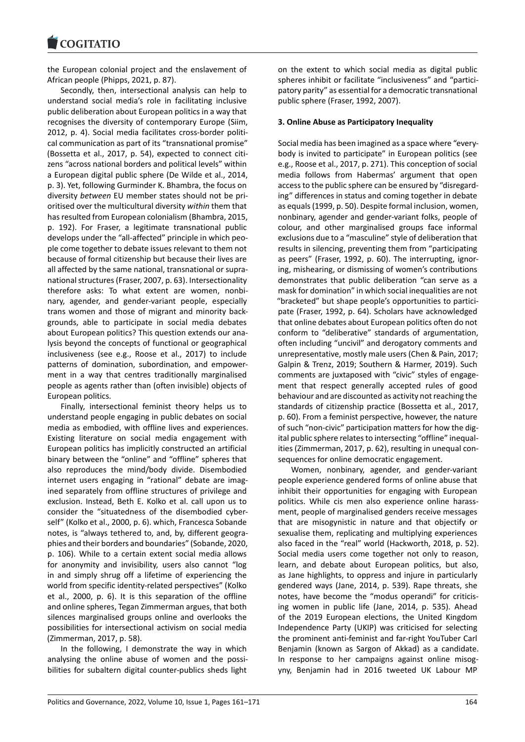the European colonial project and the enslavement of African people (Phipps, 2021, p. 87).

Secondly, then, intersectional analysis can help to understand social media's role in facilitating inclusive public deliberation about European politics in a way that recognises the diversity of contemporary Europe (Siim, 2012, p. 4). Social media facilitates cross-border political communication as part of its "transnational promise" (Bossetta et al., 2017, p. 54), expected to connect citizens "across national borders and political levels" within a European digital public sphere (De Wilde et al., 2014, p. 3). Yet, following Gurminder K. Bhambra, the focus on diversity *between* EU member states should not be prioritised over the multicultural diversity *within* them that has resulted from European colonialism (Bhambra, 2015, p. 192). For Fraser, a legitimate transnational public develops under the "all-affected" principle in which people come together to debate issues relevant to them not because of formal citizenship but because their lives are all affected by the same national, transnational or supranational structures (Fraser, 2007, p. 63). Intersectionality therefore asks: To what extent are women, nonbinary, agender, and gender-variant people, especially trans women and those of migrant and minority backgrounds, able to participate in social media debates about European politics? This question extends our analysis beyond the concepts of functional or geographical inclusiveness (see e.g., Roose et al., 2017) to include patterns of domination, subordination, and empowerment in a way that centres traditionally marginalised people as agents rather than (often invisible) objects of European politics.

Finally, intersectional feminist theory helps us to understand people engaging in public debates on social media as embodied, with offline lives and experiences. Existing literature on social media engagement with European politics has implicitly constructed an artificial binary between the "online" and "offline" spheres that also reproduces the mind/body divide. Disembodied internet users engaging in "rational" debate are imagined separately from offline structures of privilege and exclusion. Instead, Beth E. Kolko et al. call upon us to consider the "situatedness of the disembodied cyberself" (Kolko et al., 2000, p. 6). which, Francesca Sobande notes, is "always tethered to, and, by, different geographies and their borders and boundaries" (Sobande, 2020, p. 106). While to a certain extent social media allows for anonymity and invisibility, users also cannot "log in and simply shrug off a lifetime of experiencing the world from specific identity-related perspectives" (Kolko et al., 2000, p. 6). It is this separation of the offline and online spheres, Tegan Zimmerman argues, that both silences marginalised groups online and overlooks the possibilities for intersectional activism on social media (Zimmerman, 2017, p. 58).

In the following, I demonstrate the way in which analysing the online abuse of women and the possibilities for subaltern digital counter-publics sheds light on the extent to which social media as digital public spheres inhibit or facilitate "inclusiveness" and "participatory parity" as essential for a democratic transnational public sphere (Fraser, 1992, 2007).

**3. Online Abuse as Participatory Inequality**

Social media has been imagined as a space where "everybody is invited to participate" in European politics (see e.g., Roose et al., 2017, p. 271). This conception of social media follows from Habermas' argument that open access to the public sphere can be ensured by "disregarding" differences in status and coming together in debate as equals (1999, p. 50). Despite formal inclusion, women, nonbinary, agender and gender-variant folks, people of colour, and other marginalised groups face informal exclusions due to a "masculine" style of deliberation that results in silencing, preventing them from "participating as peers" (Fraser, 1992, p. 60). The interrupting, ignoring, mishearing, or dismissing of women's contributions demonstrates that public deliberation "can serve as a mask for domination" in which social inequalities are not "bracketed" but shape people's opportunities to participate (Fraser, 1992, p. 64). Scholars have acknowledged that online debates about European politics often do not conform to "deliberative" standards of argumentation, often including "uncivil" and derogatory comments and unrepresentative, mostly male users (Chen & Pain, 2017; Galpin & Trenz, 2019; Southern & Harmer, 2019). Such comments are juxtaposed with "civic" styles of engagement that respect generally accepted rules of good behaviour and are discounted as activity not reaching the standards of citizenship practice (Bossetta et al., 2017, p. 60). From a feminist perspective, however, the nature of such "non-civic" participation matters for how the digital public sphere relates to intersecting "offline" inequalities (Zimmerman, 2017, p. 62), resulting in unequal consequences for online democratic engagement.

Women, nonbinary, agender, and gender-variant people experience gendered forms of online abuse that inhibit their opportunities for engaging with European politics. While cis men also experience online harassment, people of marginalised genders receive messages that are misogynistic in nature and that objectify or sexualise them, replicating and multiplying experiences also faced in the "real" world (Hackworth, 2018, p. 52). Social media users come together not only to reason, learn, and debate about European politics, but also, as Jane highlights, to oppress and injure in particularly gendered ways (Jane, 2014, p. 539). Rape threats, she notes, have become the "modus operandi" for criticising women in public life (Jane, 2014, p. 535). Ahead of the 2019 European elections, the United Kingdom Independence Party (UKIP) was criticised for selecting the prominent anti-feminist and far-right YouTuber Carl Benjamin (known as Sargon of Akkad) as a candidate. In response to her campaigns against online misogyny, Benjamin had in 2016 tweeted UK Labour MP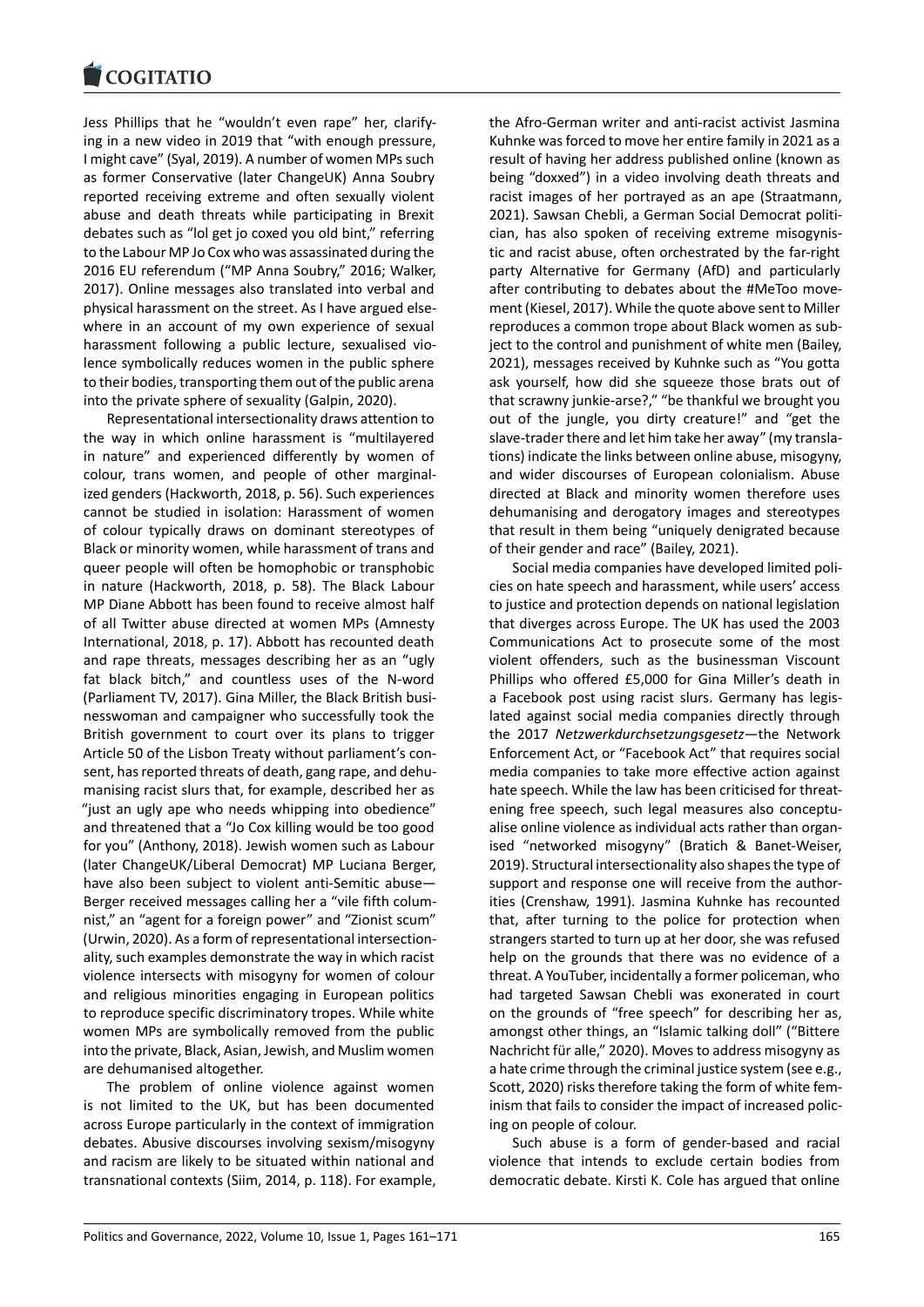Jess Phillips that he "wouldn't even rape" her, clarifying in a new video in 2019 that "with enough pressure, I might cave" (Syal, 2019). A number of women MPs such as former Conservative (later ChangeUK) Anna Soubry reported receiving extreme and often sexually violent abuse and death threats while participating in Brexit debates such as "lol get jo coxed you old bint," referring to the Labour MP Jo Cox who was assassinated during the 2016 EU referendum ("MP Anna Soubry," 2016; Walker, 2017). Online messages also translated into verbal and physical harassment on the street. As I have argued elsewhere in an account of my own experience of sexual harassment following a public lecture, sexualised violence symbolically reduces women in the public sphere to their bodies, transporting them out of the public arena into the private sphere of sexuality (Galpin, 2020).

Representational intersectionality draws attention to the way in which online harassment is "multilayered in nature" and experienced differently by women of colour, trans women, and people of other marginalized genders (Hackworth, 2018, p. 56). Such experiences cannot be studied in isolation: Harassment of women of colour typically draws on dominant stereotypes of Black or minority women, while harassment of trans and queer people will often be homophobic or transphobic in nature (Hackworth, 2018, p. 58). The Black Labour MP Diane Abbott has been found to receive almost half of all Twitter abuse directed at women MPs (Amnesty International, 2018, p. 17). Abbott has recounted death and rape threats, messages describing her as an "ugly fat black bitch," and countless uses of the N-word (Parliament TV, 2017). Gina Miller, the Black British businesswoman and campaigner who successfully took the British government to court over its plans to trigger Article 50 of the Lisbon Treaty without parliament's consent, has reported threats of death, gang rape, and dehumanising racist slurs that, for example, described her as "just an ugly ape who needs whipping into obedience" and threatened that a "Jo Cox killing would be too good for you" (Anthony, 2018). Jewish women such as Labour (later ChangeUK/Liberal Democrat) MP Luciana Berger, have also been subject to violent anti-Semitic abuse—Berger received messages calling her a "vile fifth columnist," an "agent for a foreign power" and "Zionist scum" (Urwin, 2020). As a form of representational intersectionality, such examples demonstrate the way in which racist violence intersects with misogyny for women of colour and religious minorities engaging in European politics to reproduce specific discriminatory tropes. While white women MPs are symbolically removed from the public into the private, Black, Asian, Jewish, and Muslim women are dehumanised altogether.

The problem of online violence against women is not limited to the UK, but has been documented across Europe particularly in the context of immigration debates. Abusive discourses involving sexism/misogyny and racism are likely to be situated within national and transnational contexts (Siim, 2014, p. 118). For example, the Afro-German writer and anti-racist activist Jasmina Kuhnke was forced to move her entire family in 2021 as a result of having her address published online (known as being "doxxed") in a video involving death threats and racist images of her portrayed as an ape (Straatmann, 2021). Sawsan Chebli, a German Social Democrat politician, has also spoken of receiving extreme misogynistic and racist abuse, often orchestrated by the far-right party Alternative for Germany (AfD) and particularly after contributing to debates about the #MeToo movement (Kiesel, 2017). While the quote above sent to Miller reproduces a common trope about Black women as subject to the control and punishment of white men (Bailey, 2021), messages received by Kuhnke such as "You gotta ask yourself, how did she squeeze those brats out of that scrawny junkie-arse?," "be thankful we brought you out of the jungle, you dirty creature!" and "get the slave-trader there and let him take her away" (my translations) indicate the links between online abuse, misogyny, and wider discourses of European colonialism. Abuse directed at Black and minority women therefore uses dehumanising and derogatory images and stereotypes that result in them being "uniquely denigrated because of their gender and race" (Bailey, 2021).

Social media companies have developed limited policies on hate speech and harassment, while users' access to justice and protection depends on national legislation that diverges across Europe. The UK has used the 2003 Communications Act to prosecute some of the most violent offenders, such as the businessman Viscount Phillips who offered £5,000 for Gina Miller's death in a Facebook post using racist slurs. Germany has legislated against social media companies directly through the 2017 *Netzwerkdurchsetzungsgesetz*—the Network Enforcement Act, or "Facebook Act" that requires social media companies to take more effective action against hate speech. While the law has been criticised for threatening free speech, such legal measures also conceptualise online violence as individual acts rather than organised "networked misogyny" (Bratich & Banet-Weiser, 2019). Structural intersectionality also shapes the type of support and response one will receive from the authorities (Crenshaw, 1991). Jasmina Kuhnke has recounted that, after turning to the police for protection when strangers started to turn up at her door, she was refused help on the grounds that there was no evidence of a threat. A YouTuber, incidentally a former policeman, who had targeted Sawsan Chebli was exonerated in court on the grounds of "free speech" for describing her as, amongst other things, an "Islamic talking doll" ("Bittere Nachricht für alle," 2020). Moves to address misogyny as a hate crime through the criminal justice system (see e.g., Scott, 2020) risks therefore taking the form of white feminism that fails to consider the impact of increased policing on people of colour.

Such abuse is a form of gender-based and racial violence that intends to exclude certain bodies from democratic debate. Kirsti K. Cole has argued that online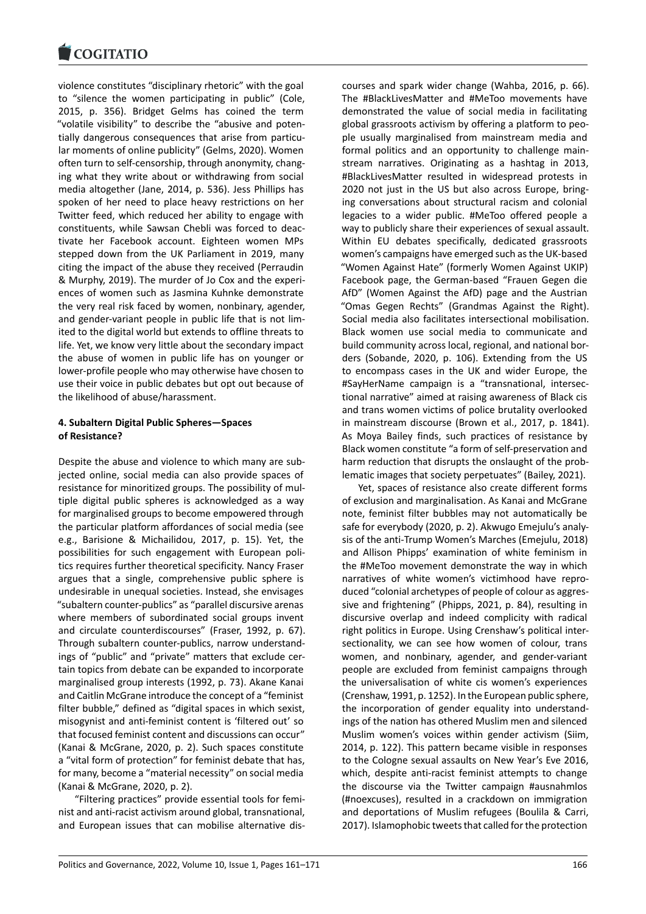violence constitutes "disciplinary rhetoric" with the goal to "silence the women participating in public" (Cole, 2015, p. 356). Bridget Gelms has coined the term "volatile visibility" to describe the "abusive and potentially dangerous consequences that arise from particular moments of online publicity" (Gelms, 2020). Women often turn to self-censorship, through anonymity, changing what they write about or withdrawing from social media altogether (Jane, 2014, p. 536). Jess Phillips has spoken of her need to place heavy restrictions on her Twitter feed, which reduced her ability to engage with constituents, while Sawsan Chebli was forced to deactivate her Facebook account. Eighteen women MPs stepped down from the UK Parliament in 2019, many citing the impact of the abuse they received (Perraudin & Murphy, 2019). The murder of Jo Cox and the experiences of women such as Jasmina Kuhnke demonstrate the very real risk faced by women, nonbinary, agender, and gender-variant people in public life that is not limited to the digital world but extends to offline threats to life. Yet, we know very little about the secondary impact the abuse of women in public life has on younger or lower-profile people who may otherwise have chosen to use their voice in public debates but opt out because of the likelihood of abuse/harassment.

## 4. Subaltern Digital Public Spheres—Spaces of Resistance?

Despite the abuse and violence to which many are subjected online, social media can also provide spaces of resistance for minoritized groups. The possibility of multiple digital public spheres is acknowledged as a way for marginalised groups to become empowered through the particular platform affordances of social media (see e.g., Barisione & Michailidou, 2017, p. 15). Yet, the possibilities for such engagement with European politics requires further theoretical specificity. Nancy Fraser argues that a single, comprehensive public sphere is undesirable in unequal societies. Instead, she envisages "subaltern counter-publics" as "parallel discursive arenas where members of subordinated social groups invent and circulate counterdiscourses" (Fraser, 1992, p. 67). Through subaltern counter-publics, narrow understandings of "public" and "private" matters that exclude certain topics from debate can be expanded to incorporate marginalised group interests (1992, p. 73). Akane Kanai and Caitlin McGrane introduce the concept of a "feminist filter bubble," defined as "digital spaces in which sexist, misogynist and anti-feminist content is 'filtered out' so that focused feminist content and discussions can occur" (Kanai & McGrane, 2020, p. 2). Such spaces constitute a "vital form of protection" for feminist debate that has, for many, become a "material necessity" on social media (Kanai & McGrane, 2020, p. 2).

"Filtering practices" provide essential tools for feminist and anti-racist activism around global, transnational, and European issues that can mobilise alternative discourses and spark wider change (Wahba, 2016, p. 66). The #BlackLivesMatter and #MeToo movements have demonstrated the value of social media in facilitating global grassroots activism by offering a platform to people usually marginalised from mainstream media and formal politics and an opportunity to challenge mainstream narratives. Originating as a hashtag in 2013, #BlackLivesMatter resulted in widespread protests in 2020 not just in the US but also across Europe, bringing conversations about structural racism and colonial legacies to a wider public. #MeToo offered people a way to publicly share their experiences of sexual assault. Within EU debates specifically, dedicated grassroots women's campaigns have emerged such as the UK-based "Women Against Hate" (formerly Women Against UKIP) Facebook page, the German-based "Frauen Gegen die AfD" (Women Against the AfD) page and the Austrian "Omas Gegen Rechts" (Grandmas Against the Right). Social media also facilitates intersectional mobilisation. Black women use social media to communicate and build community across local, regional, and national borders (Sobande, 2020, p. 106). Extending from the US to encompass cases in the UK and wider Europe, the #SayHerName campaign is a "transnational, intersectional narrative" aimed at raising awareness of Black cis and trans women victims of police brutality overlooked in mainstream discourse (Brown et al., 2017, p. 1841). As Moya Bailey finds, such practices of resistance by Black women constitute "a form of self-preservation and harm reduction that disrupts the onslaught of the problematic images that society perpetuates" (Bailey, 2021).

Yet, spaces of resistance also create different forms of exclusion and marginalisation. As Kanai and McGrane note, feminist filter bubbles may not automatically be safe for everybody (2020, p. 2). Akwugo Emejulu's analysis of the anti-Trump Women's Marches (Emejulu, 2018) and Allison Phipps' examination of white feminism in the #MeToo movement demonstrate the way in which narratives of white women's victimhood have reproduced "colonial archetypes of people of colour as aggressive and frightening" (Phipps, 2021, p. 84), resulting in discursive overlap and indeed complicity with radical right politics in Europe. Using Crenshaw's political intersectionality, we can see how women of colour, trans women, and nonbinary, agender, and gender-variant people are excluded from feminist campaigns through the universalisation of white cis women's experiences (Crenshaw, 1991, p. 1252). In the European public sphere, the incorporation of gender equality into understandings of the nation has othered Muslim men and silenced Muslim women's voices within gender activism (Siim, 2014, p. 122). This pattern became visible in responses to the Cologne sexual assaults on New Year's Eve 2016, which, despite anti-racist feminist attempts to change the discourse via the Twitter campaign #ausnahmlos (#noexcuses), resulted in a crackdown on immigration and deportations of Muslim refugees (Boulila & Carri, 2017). Islamophobic tweets that called for the protection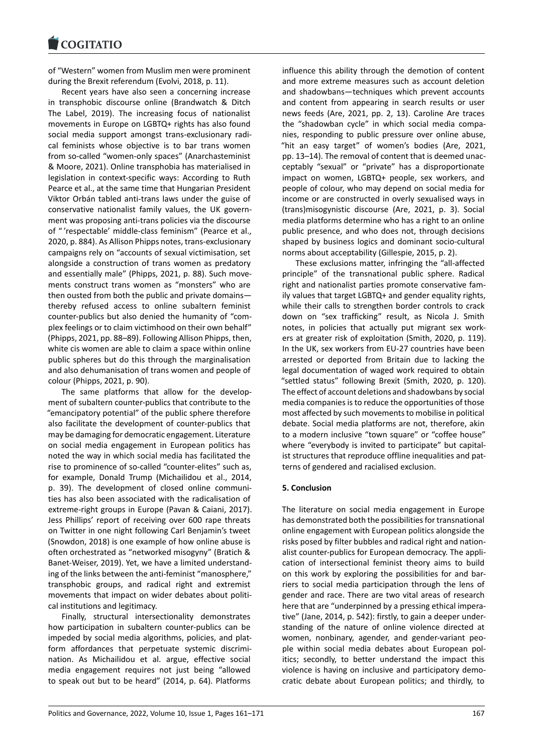of "Western" women from Muslim men were prominent during the Brexit referendum (Evolvi, 2018, p. 11).

Recent years have also seen a concerning increase in transphobic discourse online (Brandwatch & Ditch The Label, 2019). The increasing focus of nationalist movements in Europe on LGBTQ+ rights has also found social media support amongst trans-exclusionary radical feminists whose objective is to bar trans women from so-called "women-only spaces" (Anarchasteminist & Moore, 2021). Online transphobia has materialised in legislation in context-specific ways: According to Ruth Pearce et al., at the same time that Hungarian President Viktor Orbán tabled anti-trans laws under the guise of conservative nationalist family values, the UK government was proposing anti-trans policies via the discourse of "'respectable' middle-class feminism" (Pearce et al., 2020, p. 884). As Allison Phipps notes, trans-exclusionary campaigns rely on "accounts of sexual victimisation, set alongside a construction of trans women as predatory and essentially male" (Phipps, 2021, p. 88). Such movements construct trans women as "monsters" who are then ousted from both the public and private domains—thereby refused access to online subaltern feminist counter-publics but also denied the humanity of "complex feelings or to claim victimhood on their own behalf" (Phipps, 2021, pp. 88–89). Following Allison Phipps, then, white cis women are able to claim a space within online public spheres but do this through the marginalisation and also dehumanisation of trans women and people of colour (Phipps, 2021, p. 90).

The same platforms that allow for the development of subaltern counter-publics that contribute to the "emancipatory potential" of the public sphere therefore also facilitate the development of counter-publics that may be damaging for democratic engagement. Literature on social media engagement in European politics has noted the way in which social media has facilitated the rise to prominence of so-called "counter-elites" such as, for example, Donald Trump (Michailidou et al., 2014, p. 39). The development of closed online communities has also been associated with the radicalisation of extreme-right groups in Europe (Pavan & Caiani, 2017). Jess Phillips' report of receiving over 600 rape threats on Twitter in one night following Carl Benjamin's tweet (Snowdon, 2018) is one example of how online abuse is often orchestrated as "networked misogyny" (Bratich & Banet-Weiser, 2019). Yet, we have a limited understanding of the links between the anti-feminist "manosphere," transphobic groups, and radical right and extremist movements that impact on wider debates about political institutions and legitimacy.

Finally, structural intersectionality demonstrates how participation in subaltern counter-publics can be impeded by social media algorithms, policies, and platform affordances that perpetuate systemic discrimination. As Michailidou et al. argue, effective social media engagement requires not just being "allowed to speak out but to be heard" (2014, p. 64). Platforms influence this ability through the demotion of content and more extreme measures such as account deletion and shadowbans—techniques which prevent accounts and content from appearing in search results or user news feeds (Are, 2021, pp. 2, 13). Caroline Are traces the "shadowban cycle" in which social media companies, responding to public pressure over online abuse, "hit an easy target" of women's bodies (Are, 2021, pp. 13–14). The removal of content that is deemed unacceptably "sexual" or "private" has a disproportionate impact on women, LGBTQ+ people, sex workers, and people of colour, who may depend on social media for income or are constructed in overly sexualised ways in (trans)misogynistic discourse (Are, 2021, p. 3). Social media platforms determine who has a right to an online public presence, and who does not, through decisions shaped by business logics and dominant socio-cultural norms about acceptability (Gillespie, 2015, p. 2).

These exclusions matter, infringing the "all-affected principle" of the transnational public sphere. Radical right and nationalist parties promote conservative family values that target LGBTQ+ and gender equality rights, while their calls to strengthen border controls to crack down on "sex trafficking" result, as Nicola J. Smith notes, in policies that actually put migrant sex workers at greater risk of exploitation (Smith, 2020, p. 119). In the UK, sex workers from EU-27 countries have been arrested or deported from Britain due to lacking the legal documentation of waged work required to obtain "settled status" following Brexit (Smith, 2020, p. 120). The effect of account deletions and shadowbans by social media companies is to reduce the opportunities of those most affected by such movements to mobilise in political debate. Social media platforms are not, therefore, akin to a modern inclusive "town square" or "coffee house" where "everybody is invited to participate" but capitalist structures that reproduce offline inequalities and patterns of gendered and racialised exclusion.

## 5. Conclusion

The literature on social media engagement in Europe has demonstrated both the possibilities for transnational online engagement with European politics alongside the risks posed by filter bubbles and radical right and nationalist counter-publics for European democracy. The application of intersectional feminist theory aims to build on this work by exploring the possibilities for and barriers to social media participation through the lens of gender and race. There are two vital areas of research here that are "underpinned by a pressing ethical imperative" (Jane, 2014, p. 542): firstly, to gain a deeper understanding of the nature of online violence directed at women, nonbinary, agender, and gender-variant people within social media debates about European politics; secondly, to better understand the impact this violence is having on inclusive and participatory democratic debate about European politics; and thirdly, to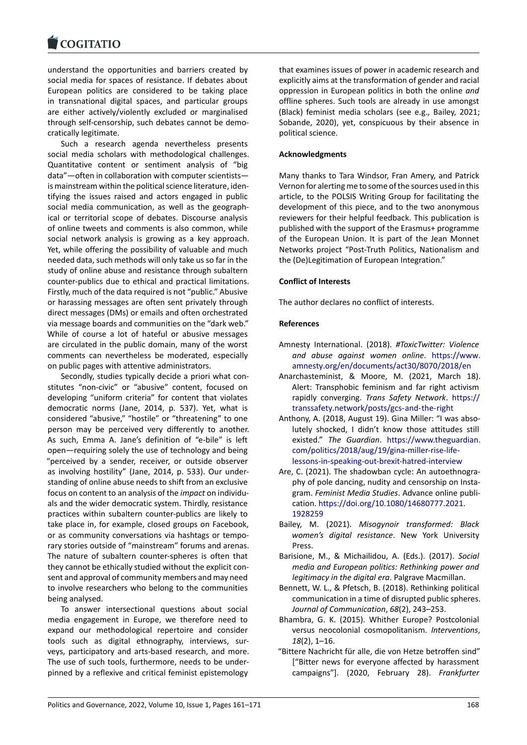understand the opportunities and barriers created by social media for spaces of resistance. If debates about European politics are considered to be taking place in transnational digital spaces, and particular groups are either actively/violently excluded or marginalised through self-censorship, such debates cannot be democratically legitimate.

Such a research agenda nevertheless presents social media scholars with methodological challenges. Quantitative content or sentiment analysis of "big data"—often in collaboration with computer scientists—is mainstream within the political science literature, identifying the issues raised and actors engaged in public social media communication, as well as the geographical or territorial scope of debates. Discourse analysis of online tweets and comments is also common, while social network analysis is growing as a key approach. Yet, while offering the possibility of valuable and much needed data, such methods will only take us so far in the study of online abuse and resistance through subaltern counter-publics due to ethical and practical limitations. Firstly, much of the data required is not "public." Abusive or harassing messages are often sent privately through direct messages (DMs) or emails and often orchestrated via message boards and communities on the "dark web." While of course a lot of hateful or abusive messages are circulated in the public domain, many of the worst comments can nevertheless be moderated, especially on public pages with attentive administrators.

Secondly, studies typically decide a priori what constitutes "non-civic" or "abusive" content, focused on developing "uniform criteria" for content that violates democratic norms (Jane, 2014, p. 537). Yet, what is considered "abusive," "hostile" or "threatening" to one person may be perceived very differently to another. As such, Emma A. Jane's definition of "e-bile" is left open—requiring solely the use of technology and being "perceived by a sender, receiver, or outside observer as involving hostility" (Jane, 2014, p. 533). Our understanding of online abuse needs to shift from an exclusive focus on content to an analysis of the *impact* on individuals and the wider democratic system. Thirdly, resistance practices within subaltern counter-publics are likely to take place in, for example, closed groups on Facebook, or as community conversations via hashtags or temporary stories outside of "mainstream" forums and arenas. The nature of subaltern counter-spheres is often that they cannot be ethically studied without the explicit consent and approval of community members and may need to involve researchers who belong to the communities being analysed.

To answer intersectional questions about social media engagement in Europe, we therefore need to expand our methodological repertoire and consider tools such as digital ethnography, interviews, surveys, participatory and arts-based research, and more. The use of such tools, furthermore, needs to be underpinned by a reflexive and critical feminist epistemology that examines issues of power in academic research and explicitly aims at the transformation of gender and racial oppression in European politics in both the online *and* offline spheres. Such tools are already in use amongst (Black) feminist media scholars (see e.g., Bailey, 2021; Sobande, 2020), yet, conspicuous by their absence in political science.

## Acknowledgments

Many thanks to Tara Windsor, Fran Amery, and Patrick Vernon for alerting me to some of the sources used in this article, to the POLSIS Writing Group for facilitating the development of this piece, and to the two anonymous reviewers for their helpful feedback. This publication is published with the support of the Erasmus+ programme of the European Union. It is part of the Jean Monnet Networks project "Post-Truth Politics, Nationalism and the (De)Legitimation of European Integration."

## Conflict of Interests

The author declares no conflict of interests.

## References

Amnesty International. (2018). *#ToxicTwitter: Violence and abuse against women online*. https://www.amnesty.org/en/documents/act30/8070/2018/en

Anarchasteminist, & Moore, M. (2021, March 18). Alert: Transphobic feminism and far right activism rapidly converging. *Trans Safety Network*. https://transsafety.network/posts/gcs-and-the-right

Anthony, A. (2018, August 19). Gina Miller: "I was absolutely shocked, I didn't know those attitudes still existed." *The Guardian*. https://www.theguardian.com/politics/2018/aug/19/gina-miller-rise-life-lessons-in-speaking-out-brexit-hatred-interview

Are, C. (2021). The shadowban cycle: An autoethnography of pole dancing, nudity and censorship on Instagram. *Feminist Media Studies*. Advance online publication. https://doi.org/10.1080/14680777.2021.1928259

Bailey, M. (2021). *Misogynoir transformed: Black women's digital resistance*. New York University Press.

Barisione, M., & Michailidou, A. (Eds.). (2017). *Social media and European politics: Rethinking power and legitimacy in the digital era*. Palgrave Macmillan.

Bennett, W. L., & Pfetsch, B. (2018). Rethinking political communication in a time of disrupted public spheres. *Journal of Communication*, *68*(2), 243–253.

Bhambra, G. K. (2015). Whither Europe? Postcolonial versus neocolonial cosmopolitanism. *Interventions*, *18*(2), 1–16.

"Bittere Nachricht für alle, die von Hetze betroffen sind" ["Bitter news for everyone affected by harassment campaigns"]. (2020, February 28). *Frankfurter*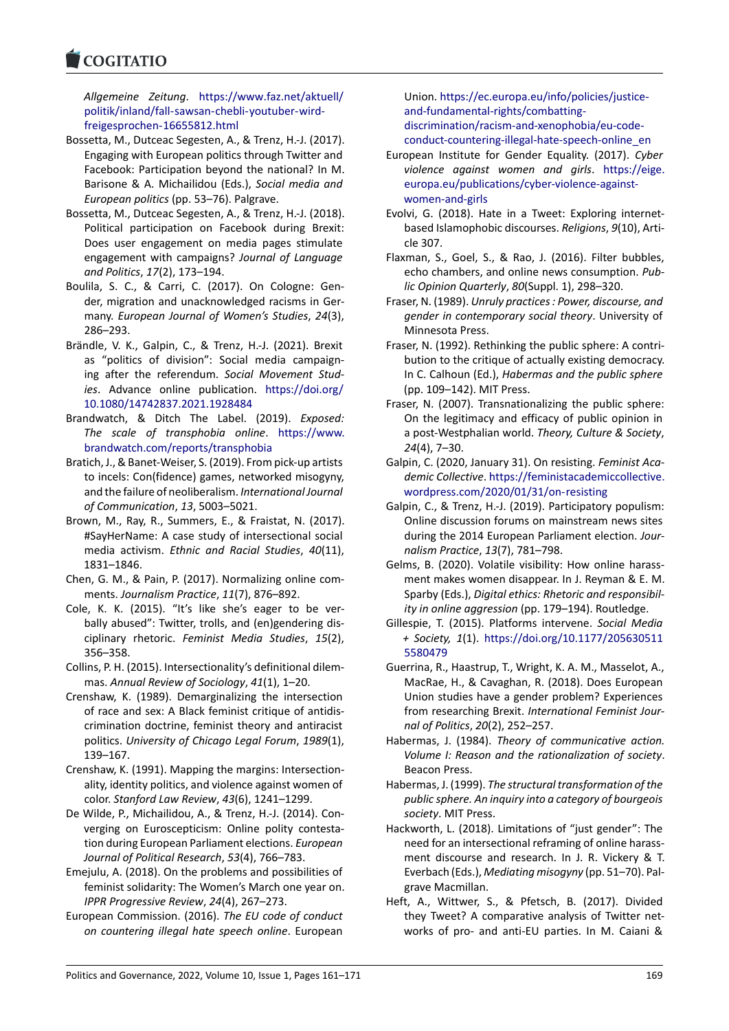*Allgemeine Zeitung*. https://www.faz.net/aktuell/politik/inland/fall-sawsan-chebli-youtuber-wird-freigesprochen-16655812.html

Bossetta, M., Dutceac Segesten, A., & Trenz, H.-J. (2017). Engaging with European politics through Twitter and Facebook: Participation beyond the national? In M. Barisone & A. Michailidou (Eds.), *Social media and European politics* (pp. 53–76). Palgrave.

Bossetta, M., Dutceac Segesten, A., & Trenz, H.-J. (2018). Political participation on Facebook during Brexit: Does user engagement on media pages stimulate engagement with campaigns? *Journal of Language and Politics*, *17*(2), 173–194.

Boulila, S. C., & Carri, C. (2017). On Cologne: Gender, migration and unacknowledged racisms in Germany. *European Journal of Women's Studies*, *24*(3), 286–293.

Brändle, V. K., Galpin, C., & Trenz, H.-J. (2021). Brexit as "politics of division": Social media campaigning after the referendum. *Social Movement Studies*. Advance online publication. https://doi.org/10.1080/14742837.2021.1928484

Brandwatch, & Ditch The Label. (2019). *Exposed: The scale of transphobia online*. https://www.brandwatch.com/reports/transphobia

Bratich, J., & Banet-Weiser, S. (2019). From pick-up artists to incels: Con(fidence) games, networked misogyny, and the failure of neoliberalism. *International Journal of Communication*, *13*, 5003–5021.

Brown, M., Ray, R., Summers, E., & Fraistat, N. (2017). #SayHerName: A case study of intersectional social media activism. *Ethnic and Racial Studies*, *40*(11), 1831–1846.

Chen, G. M., & Pain, P. (2017). Normalizing online comments. *Journalism Practice*, *11*(7), 876–892.

Cole, K. K. (2015). "It's like she's eager to be verbally abused": Twitter, trolls, and (en)gendering disciplinary rhetoric. *Feminist Media Studies*, *15*(2), 356–358.

Collins, P. H. (2015). Intersectionality's definitional dilemmas. *Annual Review of Sociology*, *41*(1), 1–20.

Crenshaw, K. (1989). Demarginalizing the intersection of race and sex: A Black feminist critique of antidiscrimination doctrine, feminist theory and antiracist politics. *University of Chicago Legal Forum*, *1989*(1), 139–167.

Crenshaw, K. (1991). Mapping the margins: Intersectionality, identity politics, and violence against women of color. *Stanford Law Review*, *43*(6), 1241–1299.

De Wilde, P., Michailidou, A., & Trenz, H.-J. (2014). Converging on Euroscepticism: Online polity contestation during European Parliament elections. *European Journal of Political Research*, *53*(4), 766–783.

Emejulu, A. (2018). On the problems and possibilities of feminist solidarity: The Women's March one year on. *IPPR Progressive Review*, *24*(4), 267–273.

European Commission. (2016). *The EU code of conduct on countering illegal hate speech online*. European Union. https://ec.europa.eu/info/policies/justice-and-fundamental-rights/combatting-discrimination/racism-and-xenophobia/eu-code-conduct-countering-illegal-hate-speech-online_en

European Institute for Gender Equality. (2017). *Cyber violence against women and girls*. https://eige.europa.eu/publications/cyber-violence-against-women-and-girls

Evolvi, G. (2018). Hate in a Tweet: Exploring internet-based Islamophobic discourses. *Religions*, *9*(10), Article 307.

Flaxman, S., Goel, S., & Rao, J. (2016). Filter bubbles, echo chambers, and online news consumption. *Public Opinion Quarterly*, *80*(Suppl. 1), 298–320.

Fraser, N. (1989). *Unruly practices : Power, discourse, and gender in contemporary social theory*. University of Minnesota Press.

Fraser, N. (1992). Rethinking the public sphere: A contribution to the critique of actually existing democracy. In C. Calhoun (Ed.), *Habermas and the public sphere* (pp. 109–142). MIT Press.

Fraser, N. (2007). Transnationalizing the public sphere: On the legitimacy and efficacy of public opinion in a post-Westphalian world. *Theory, Culture & Society*, *24*(4), 7–30.

Galpin, C. (2020, January 31). On resisting. *Feminist Academic Collective*. https://feministacademiccollective.wordpress.com/2020/01/31/on-resisting

Galpin, C., & Trenz, H.-J. (2019). Participatory populism: Online discussion forums on mainstream news sites during the 2014 European Parliament election. *Journalism Practice*, *13*(7), 781–798.

Gelms, B. (2020). Volatile visibility: How online harassment makes women disappear. In J. Reyman & E. M. Sparby (Eds.), *Digital ethics: Rhetoric and responsibility in online aggression* (pp. 179–194). Routledge.

Gillespie, T. (2015). Platforms intervene. *Social Media + Society, 1*(1). https://doi.org/10.1177/2056305115580479

Guerrina, R., Haastrup, T., Wright, K. A. M., Masselot, A., MacRae, H., & Cavaghan, R. (2018). Does European Union studies have a gender problem? Experiences from researching Brexit. *International Feminist Journal of Politics*, *20*(2), 252–257.

Habermas, J. (1984). *Theory of communicative action. Volume I: Reason and the rationalization of society*. Beacon Press.

Habermas, J. (1999). *The structural transformation of the public sphere. An inquiry into a category of bourgeois society*. MIT Press.

Hackworth, L. (2018). Limitations of "just gender": The need for an intersectional reframing of online harassment discourse and research. In J. R. Vickery & T. Everbach (Eds.), *Mediating misogyny* (pp. 51–70). Palgrave Macmillan.

Heft, A., Wittwer, S., & Pfetsch, B. (2017). Divided they Tweet? A comparative analysis of Twitter networks of pro- and anti-EU parties. In M. Caiani &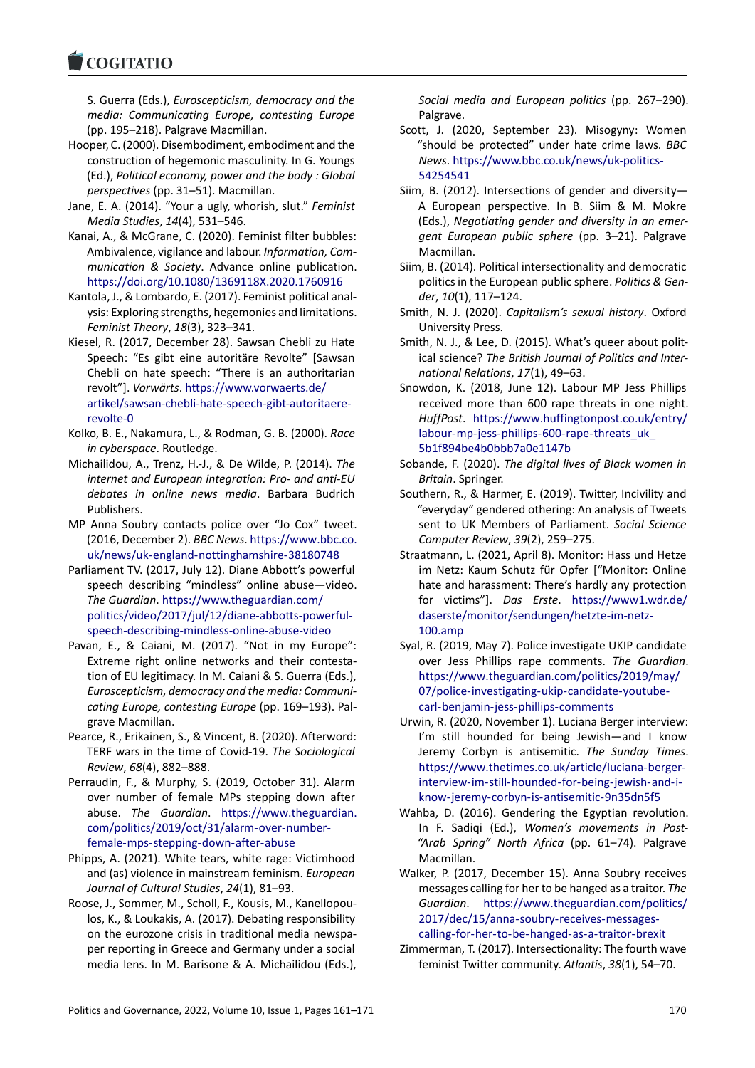S. Guerra (Eds.), *Euroscepticism, democracy and the media: Communicating Europe, contesting Europe* (pp. 195–218). Palgrave Macmillan.

Hooper, C. (2000). Disembodiment, embodiment and the construction of hegemonic masculinity. In G. Youngs (Ed.), *Political economy, power and the body : Global perspectives* (pp. 31–51). Macmillan.

Jane, E. A. (2014). "Your a ugly, whorish, slut." *Feminist Media Studies*, *14*(4), 531–546.

Kanai, A., & McGrane, C. (2020). Feminist filter bubbles: Ambivalence, vigilance and labour. *Information, Communication & Society*. Advance online publication. https://doi.org/10.1080/1369118X.2020.1760916

Kantola, J., & Lombardo, E. (2017). Feminist political analysis: Exploring strengths, hegemonies and limitations. *Feminist Theory*, *18*(3), 323–341.

Kiesel, R. (2017, December 28). Sawsan Chebli zu Hate Speech: "Es gibt eine autoritäre Revolte" [Sawsan Chebli on hate speech: "There is an authoritarian revolt"]. *Vorwärts*. https://www.vorwaerts.de/artikel/sawsan-chebli-hate-speech-gibt-autoritaere-revolte-0

Kolko, B. E., Nakamura, L., & Rodman, G. B. (2000). *Race in cyberspace*. Routledge.

Michailidou, A., Trenz, H.-J., & De Wilde, P. (2014). *The internet and European integration: Pro- and anti-EU debates in online news media*. Barbara Budrich Publishers.

MP Anna Soubry contacts police over "Jo Cox" tweet. (2016, December 2). *BBC News*. https://www.bbc.co.uk/news/uk-england-nottinghamshire-38180748

Parliament TV. (2017, July 12). Diane Abbott's powerful speech describing "mindless" online abuse—video. *The Guardian*. https://www.theguardian.com/politics/video/2017/jul/12/diane-abbotts-powerful-speech-describing-mindless-online-abuse-video

Pavan, E., & Caiani, M. (2017). "Not in my Europe": Extreme right online networks and their contestation of EU legitimacy. In M. Caiani & S. Guerra (Eds.), *Euroscepticism, democracy and the media: Communicating Europe, contesting Europe* (pp. 169–193). Palgrave Macmillan.

Pearce, R., Erikainen, S., & Vincent, B. (2020). Afterword: TERF wars in the time of Covid-19. *The Sociological Review*, *68*(4), 882–888.

Perraudin, F., & Murphy, S. (2019, October 31). Alarm over number of female MPs stepping down after abuse. *The Guardian*. https://www.theguardian.com/politics/2019/oct/31/alarm-over-number-female-mps-stepping-down-after-abuse

Phipps, A. (2021). White tears, white rage: Victimhood and (as) violence in mainstream feminism. *European Journal of Cultural Studies*, *24*(1), 81–93.

Roose, J., Sommer, M., Scholl, F., Kousis, M., Kanellopoulos, K., & Loukakis, A. (2017). Debating responsibility on the eurozone crisis in traditional media newspaper reporting in Greece and Germany under a social media lens. In M. Barisone & A. Michailidou (Eds.), *Social media and European politics* (pp. 267–290). Palgrave.

Scott, J. (2020, September 23). Misogyny: Women "should be protected" under hate crime laws. *BBC News*. https://www.bbc.co.uk/news/uk-politics-54254541

Siim, B. (2012). Intersections of gender and diversity—A European perspective. In B. Siim & M. Mokre (Eds.), *Negotiating gender and diversity in an emergent European public sphere* (pp. 3–21). Palgrave Macmillan.

Siim, B. (2014). Political intersectionality and democratic politics in the European public sphere. *Politics & Gender*, *10*(1), 117–124.

Smith, N. J. (2020). *Capitalism's sexual history*. Oxford University Press.

Smith, N. J., & Lee, D. (2015). What's queer about political science? *The British Journal of Politics and International Relations*, *17*(1), 49–63.

Snowdon, K. (2018, June 12). Labour MP Jess Phillips received more than 600 rape threats in one night. *HuffPost*. https://www.huffingtonpost.co.uk/entry/labour-mp-jess-phillips-600-rape-threats_uk_5b1f894be4b0bbb7a0e1147b

Sobande, F. (2020). *The digital lives of Black women in Britain*. Springer.

Southern, R., & Harmer, E. (2019). Twitter, Incivility and "everyday" gendered othering: An analysis of Tweets sent to UK Members of Parliament. *Social Science Computer Review*, *39*(2), 259–275.

Straatmann, L. (2021, April 8). Monitor: Hass und Hetze im Netz: Kaum Schutz für Opfer ["Monitor: Online hate and harassment: There's hardly any protection for victims"]. *Das Erste*. https://www1.wdr.de/daserste/monitor/sendungen/hetzte-im-netz-100.amp

Syal, R. (2019, May 7). Police investigate UKIP candidate over Jess Phillips rape comments. *The Guardian*. https://www.theguardian.com/politics/2019/may/07/police-investigating-ukip-candidate-youtube-carl-benjamin-jess-phillips-comments

Urwin, R. (2020, November 1). Luciana Berger interview: I'm still hounded for being Jewish—and I know Jeremy Corbyn is antisemitic. *The Sunday Times*. https://www.thetimes.co.uk/article/luciana-berger-interview-im-still-hounded-for-being-jewish-and-i-know-jeremy-corbyn-is-antisemitic-9n35dn5f5

Wahba, D. (2016). Gendering the Egyptian revolution. In F. Sadiqi (Ed.), *Women's movements in Post-"Arab Spring" North Africa* (pp. 61–74). Palgrave Macmillan.

Walker, P. (2017, December 15). Anna Soubry receives messages calling for her to be hanged as a traitor. *The Guardian*. https://www.theguardian.com/politics/2017/dec/15/anna-soubry-receives-messages-calling-for-her-to-be-hanged-as-a-traitor-brexit

Zimmerman, T. (2017). Intersectionality: The fourth wave feminist Twitter community. *Atlantis*, *38*(1), 54–70.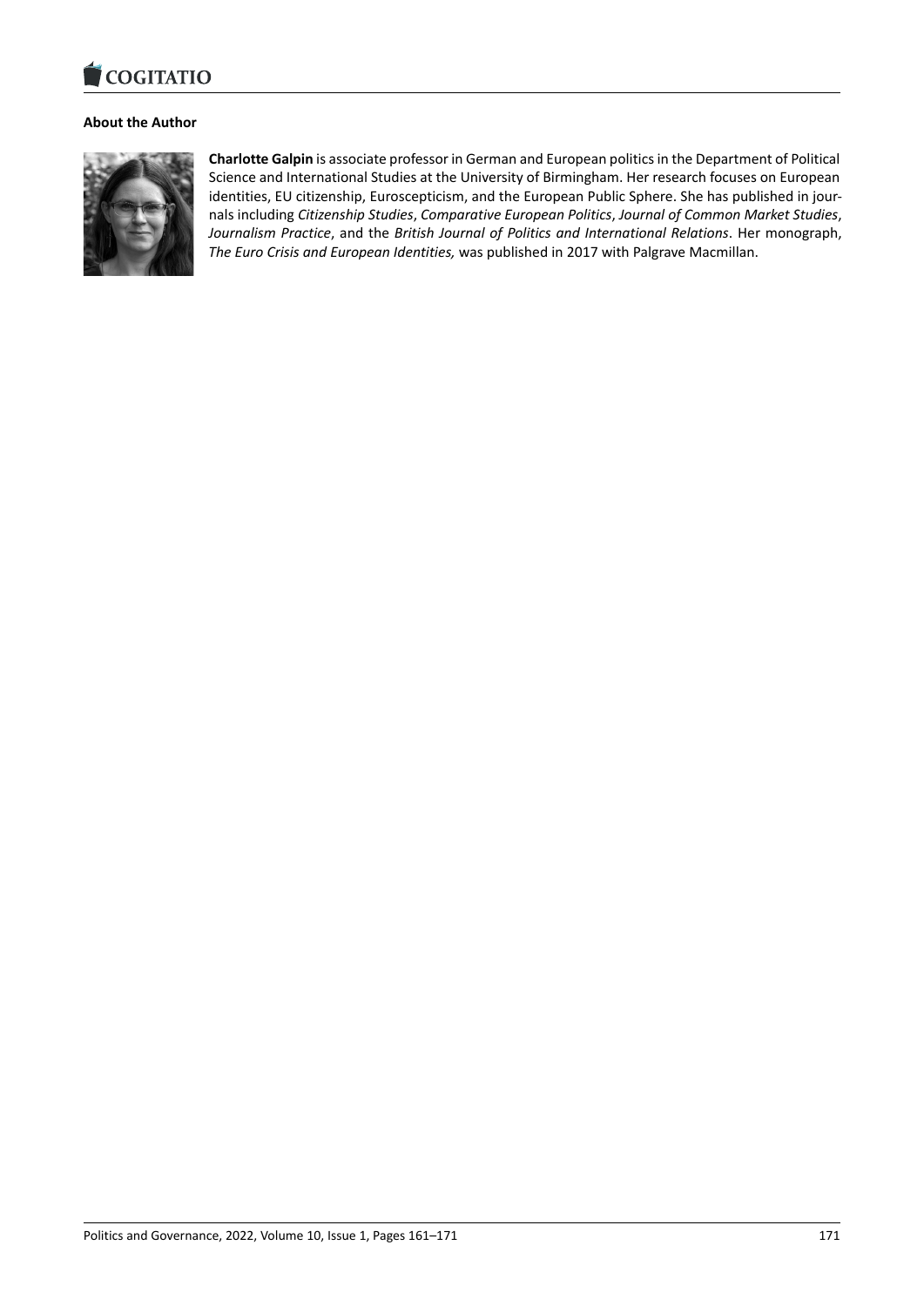**About the Author**

**Charlotte Galpin** is associate professor in German and European politics in the Department of Political Science and International Studies at the University of Birmingham. Her research focuses on European identities, EU citizenship, Euroscepticism, and the European Public Sphere. She has published in journals including *Citizenship Studies*, *Comparative European Politics*, *Journal of Common Market Studies*, *Journalism Practice*, and the *British Journal of Politics and International Relations*. Her monograph, *The Euro Crisis and European Identities,* was published in 2017 with Palgrave Macmillan.